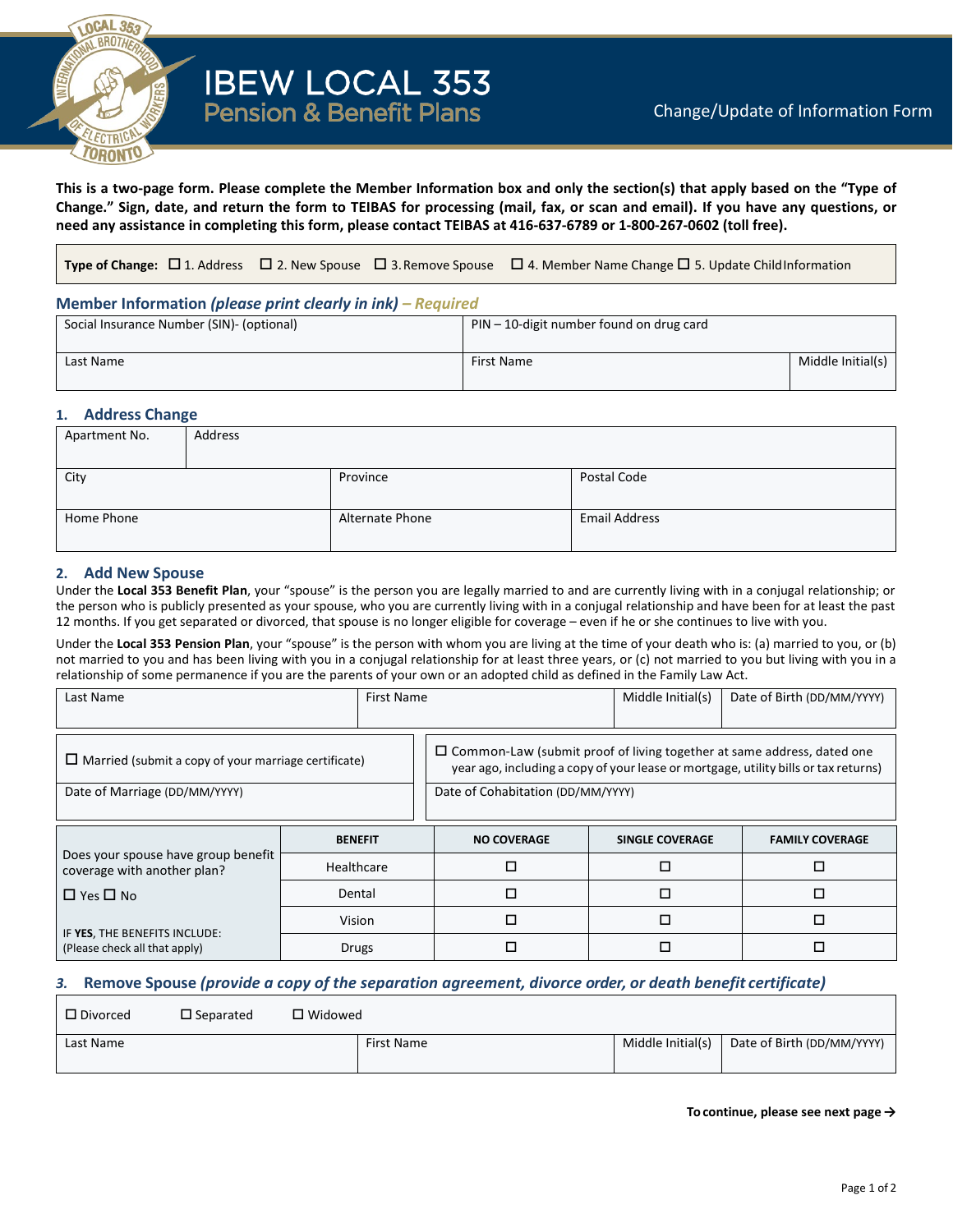# IBEW LOCAL 353
## Pension & Benefit Plans

Change/Update of Information Form

**This is a two-page form. Please complete the Member Information box and only the section(s) that apply based on the "Type of Change." Sign, date, and return the form to TEIBAS for processing (mail, fax, or scan and email). If you have any questions, or need any assistance in completing this form, please contact TEIBAS at 416-637-6789 or 1-800-267-0602 (toll free).**

**Type of Change:** ☐ 1. Address ☐ 2. New Spouse ☐ 3. Remove Spouse ☐ 4. Member Name Change ☐ 5. Update Child Information

### Member Information *(please print clearly in ink)* – *Required*

| Social Insurance Number (SIN)- (optional) | PIN – 10-digit number found on drug card | |
|---|---|---|
| Last Name | First Name | Middle Initial(s) |

### 1. Address Change

| Apartment No. | Address | |
|---|---|---|
| City | Province | Postal Code |
| Home Phone | Alternate Phone | Email Address |

### 2. Add New Spouse

Under the **Local 353 Benefit Plan**, your "spouse" is the person you are legally married to and are currently living with in a conjugal relationship; or the person who is publicly presented as your spouse, who you are currently living with in a conjugal relationship and have been for at least the past 12 months. If you get separated or divorced, that spouse is no longer eligible for coverage – even if he or she continues to live with you.

Under the **Local 353 Pension Plan**, your "spouse" is the person with whom you are living at the time of your death who is: (a) married to you, or (b) not married to you and has been living with you in a conjugal relationship for at least three years, or (c) not married to you but living with you in a relationship of some permanence if you are the parents of your own or an adopted child as defined in the Family Law Act.

| Last Name | First Name | Middle Initial(s) | Date of Birth (DD/MM/YYYY) |
|---|---|---|---|

| ☐ Married (submit a copy of your marriage certificate) | ☐ Common-Law (submit proof of living together at same address, dated one year ago, including a copy of your lease or mortgage, utility bills or tax returns) |
|---|---|
| Date of Marriage (DD/MM/YYYY) | Date of Cohabitation (DD/MM/YYYY) |

| Does your spouse have group benefit coverage with another plan? ☐ Yes ☐ No — IF **YES**, THE BENEFITS INCLUDE: (Please check all that apply) | BENEFIT | NO COVERAGE | SINGLE COVERAGE | FAMILY COVERAGE |
|---|---|---|---|---|
| | Healthcare | ☐ | ☐ | ☐ |
| | Dental | ☐ | ☐ | ☐ |
| | Vision | ☐ | ☐ | ☐ |
| | Drugs | ☐ | ☐ | ☐ |

### 3. Remove Spouse *(provide a copy of the separation agreement, divorce order, or death benefit certificate)*

☐ Divorced ☐ Separated ☐ Widowed

| Last Name | First Name | Middle Initial(s) | Date of Birth (DD/MM/YYYY) |
|---|---|---|---|

**To continue, please see next page →**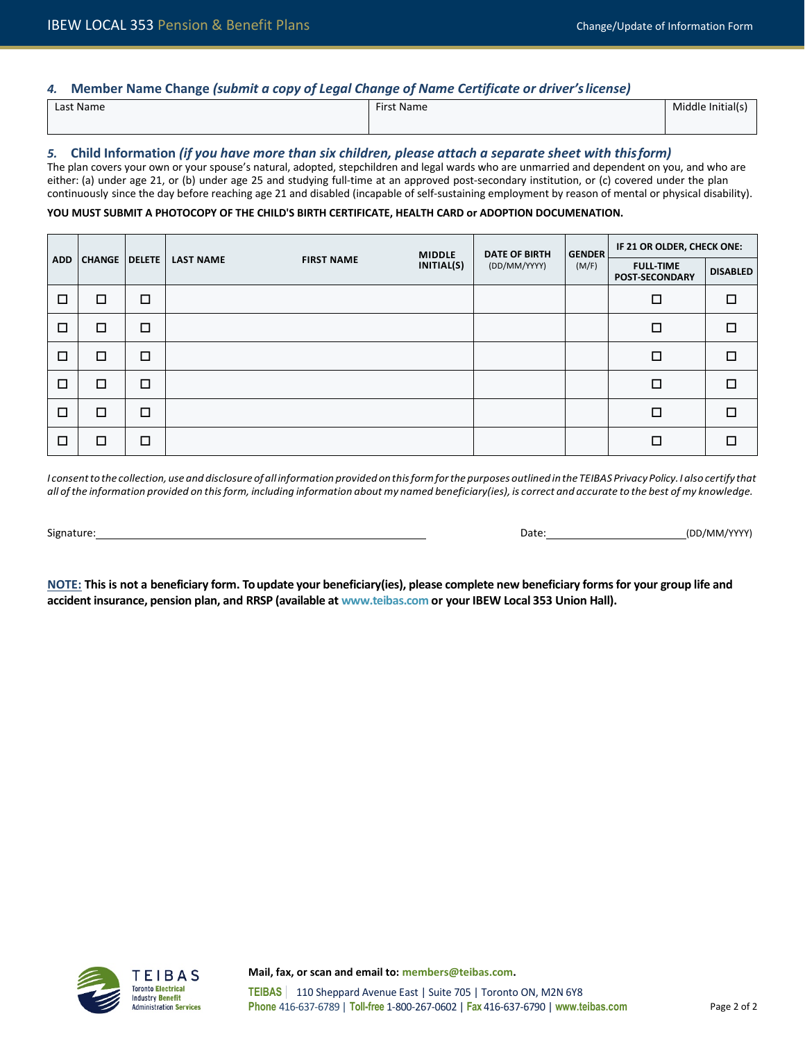### 4. Member Name Change *(submit a copy of Legal Change of Name Certificate or driver's license)*

| Last Name | First Name | Middle Initial(s) |
|---|---|---|
| | | |

### 5. Child Information *(if you have more than six children, please attach a separate sheet with this form)*

The plan covers your own or your spouse's natural, adopted, stepchildren and legal wards who are unmarried and dependent on you, and who are either: (a) under age 21, or (b) under age 25 and studying full-time at an approved post-secondary institution, or (c) covered under the plan continuously since the day before reaching age 21 and disabled (incapable of self-sustaining employment by reason of mental or physical disability).

**YOU MUST SUBMIT A PHOTOCOPY OF THE CHILD'S BIRTH CERTIFICATE, HEALTH CARD or ADOPTION DOCUMENATION.**

| ADD | CHANGE | DELETE | LAST NAME | FIRST NAME | MIDDLE INITIAL(S) | DATE OF BIRTH (DD/MM/YYYY) | GENDER (M/F) | IF 21 OR OLDER, CHECK ONE: | |
|---|---|---|---|---|---|---|---|---|---|
| | | | | | | | | FULL-TIME POST-SECONDARY | DISABLED |
| ☐ | ☐ | ☐ | | | | | | ☐ | ☐ |
| ☐ | ☐ | ☐ | | | | | | ☐ | ☐ |
| ☐ | ☐ | ☐ | | | | | | ☐ | ☐ |
| ☐ | ☐ | ☐ | | | | | | ☐ | ☐ |
| ☐ | ☐ | ☐ | | | | | | ☐ | ☐ |
| ☐ | ☐ | ☐ | | | | | | ☐ | ☐ |

*I consent to the collection, use and disclosure of all information provided on this form for the purposes outlined in the TEIBAS Privacy Policy. I also certify that all of the information provided on this form, including information about my named beneficiary(ies), is correct and accurate to the best of my knowledge.*

Signature: ______________________________ Date: ____________________ (DD/MM/YYYY)

**NOTE: This is not a beneficiary form. To update your beneficiary(ies), please complete new beneficiary forms for your group life and accident insurance, pension plan, and RRSP (available at www.teibas.com or your IBEW Local 353 Union Hall).**

**Mail, fax, or scan and email to: members@teibas.com.**

TEIBAS | 110 Sheppard Avenue East | Suite 705 | Toronto ON, M2N 6Y8
Phone 416-637-6789 | Toll-free 1-800-267-0602 | Fax 416-637-6790 | www.teibas.com